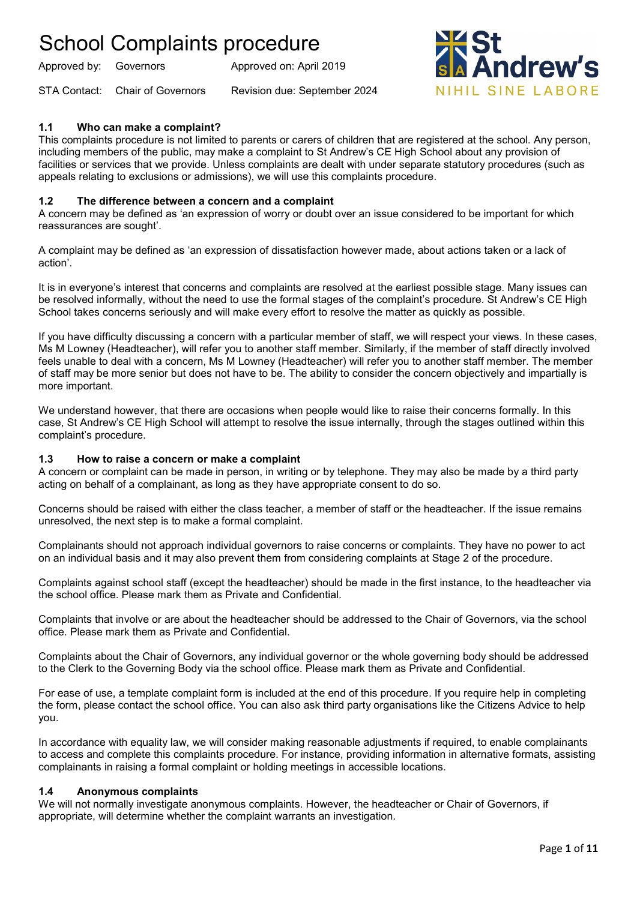# School Complaints procedure

Approved by: Governors  Approved on: April 2019

STA Contact: Chair of Governors  Revision due: September 2024

St Andrew's

NIHIL SINE LABORE

### 1.1 Who can make a complaint?

This complaints procedure is not limited to parents or carers of children that are registered at the school. Any person, including members of the public, may make a complaint to St Andrew's CE High School about any provision of facilities or services that we provide. Unless complaints are dealt with under separate statutory procedures (such as appeals relating to exclusions or admissions), we will use this complaints procedure.

### 1.2 The difference between a concern and a complaint

A concern may be defined as 'an expression of worry or doubt over an issue considered to be important for which reassurances are sought'.

A complaint may be defined as 'an expression of dissatisfaction however made, about actions taken or a lack of action'.

It is in everyone's interest that concerns and complaints are resolved at the earliest possible stage. Many issues can be resolved informally, without the need to use the formal stages of the complaint's procedure. St Andrew's CE High School takes concerns seriously and will make every effort to resolve the matter as quickly as possible.

If you have difficulty discussing a concern with a particular member of staff, we will respect your views. In these cases, Ms M Lowney (Headteacher), will refer you to another staff member. Similarly, if the member of staff directly involved feels unable to deal with a concern, Ms M Lowney (Headteacher) will refer you to another staff member. The member of staff may be more senior but does not have to be. The ability to consider the concern objectively and impartially is more important.

We understand however, that there are occasions when people would like to raise their concerns formally. In this case, St Andrew's CE High School will attempt to resolve the issue internally, through the stages outlined within this complaint's procedure.

### 1.3 How to raise a concern or make a complaint

A concern or complaint can be made in person, in writing or by telephone. They may also be made by a third party acting on behalf of a complainant, as long as they have appropriate consent to do so.

Concerns should be raised with either the class teacher, a member of staff or the headteacher. If the issue remains unresolved, the next step is to make a formal complaint.

Complainants should not approach individual governors to raise concerns or complaints. They have no power to act on an individual basis and it may also prevent them from considering complaints at Stage 2 of the procedure.

Complaints against school staff (except the headteacher) should be made in the first instance, to the headteacher via the school office. Please mark them as Private and Confidential.

Complaints that involve or are about the headteacher should be addressed to the Chair of Governors, via the school office. Please mark them as Private and Confidential.

Complaints about the Chair of Governors, any individual governor or the whole governing body should be addressed to the Clerk to the Governing Body via the school office. Please mark them as Private and Confidential.

For ease of use, a template complaint form is included at the end of this procedure. If you require help in completing the form, please contact the school office. You can also ask third party organisations like the Citizens Advice to help you.

In accordance with equality law, we will consider making reasonable adjustments if required, to enable complainants to access and complete this complaints procedure. For instance, providing information in alternative formats, assisting complainants in raising a formal complaint or holding meetings in accessible locations.

### 1.4 Anonymous complaints

We will not normally investigate anonymous complaints. However, the headteacher or Chair of Governors, if appropriate, will determine whether the complaint warrants an investigation.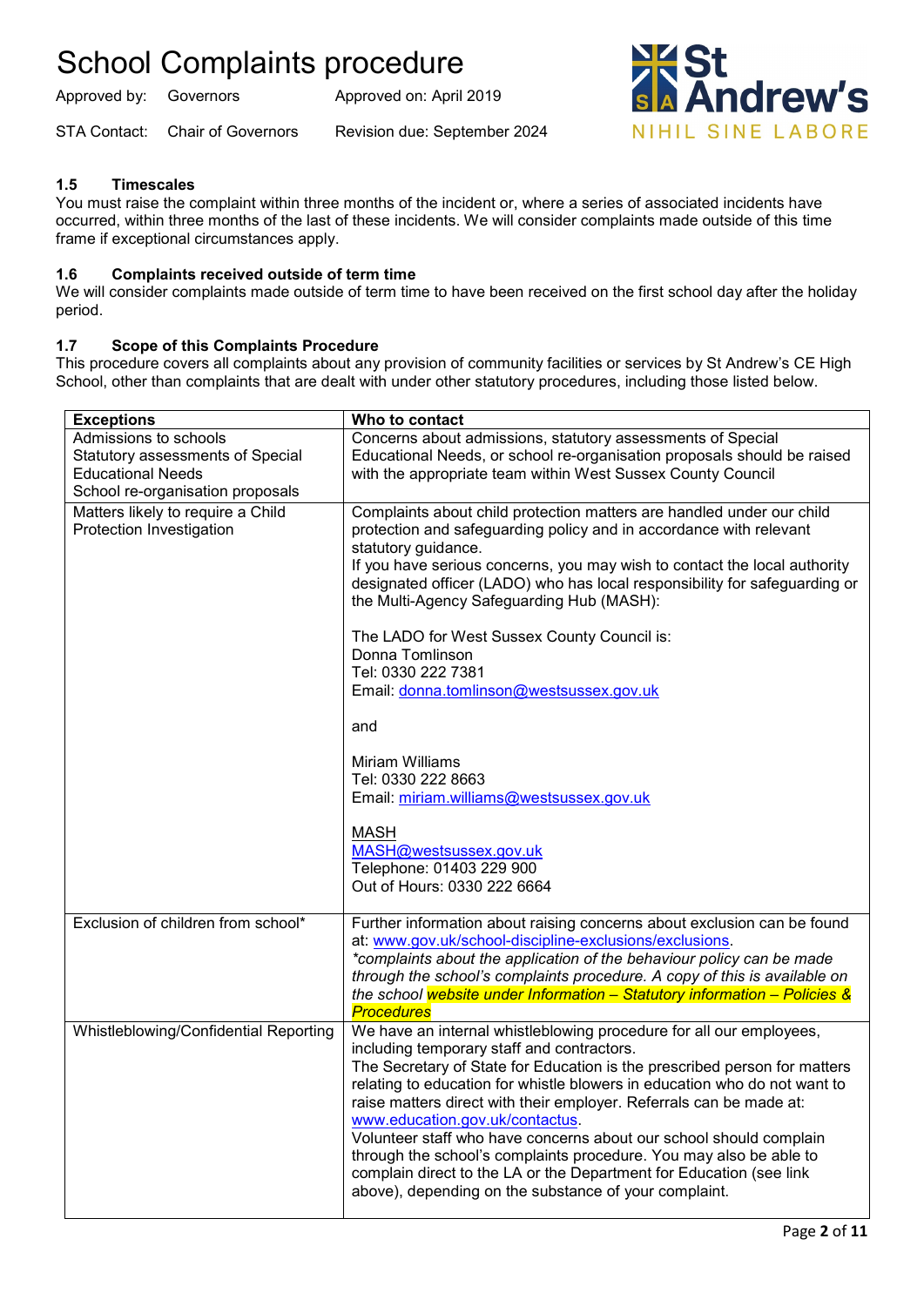### 1.5 Timescales

You must raise the complaint within three months of the incident or, where a series of associated incidents have occurred, within three months of the last of these incidents. We will consider complaints made outside of this time frame if exceptional circumstances apply.

### 1.6 Complaints received outside of term time

We will consider complaints made outside of term time to have been received on the first school day after the holiday period.

### 1.7 Scope of this Complaints Procedure

This procedure covers all complaints about any provision of community facilities or services by St Andrew's CE High School, other than complaints that are dealt with under other statutory procedures, including those listed below.

| Exceptions | Who to contact |
|---|---|
| Admissions to schools<br>Statutory assessments of Special Educational Needs<br>School re-organisation proposals | Concerns about admissions, statutory assessments of Special Educational Needs, or school re-organisation proposals should be raised with the appropriate team within West Sussex County Council |
| Matters likely to require a Child Protection Investigation | Complaints about child protection matters are handled under our child protection and safeguarding policy and in accordance with relevant statutory guidance.<br>If you have serious concerns, you may wish to contact the local authority designated officer (LADO) who has local responsibility for safeguarding or the Multi-Agency Safeguarding Hub (MASH):<br><br>The LADO for West Sussex County Council is:<br>Donna Tomlinson<br>Tel: 0330 222 7381<br>Email: donna.tomlinson@westsussex.gov.uk<br><br>and<br><br>Miriam Williams<br>Tel: 0330 222 8663<br>Email: miriam.williams@westsussex.gov.uk<br><br>MASH<br>MASH@westsussex.gov.uk<br>Telephone: 01403 229 900<br>Out of Hours: 0330 222 6664 |
| Exclusion of children from school* | Further information about raising concerns about exclusion can be found at: www.gov.uk/school-discipline-exclusions/exclusions.<br>*complaints about the application of the behaviour policy can be made through the school's complaints procedure. A copy of this is available on the school website under Information – Statutory information – Policies & Procedures* |
| Whistleblowing/Confidential Reporting | We have an internal whistleblowing procedure for all our employees, including temporary staff and contractors.<br>The Secretary of State for Education is the prescribed person for matters relating to education for whistle blowers in education who do not want to raise matters direct with their employer. Referrals can be made at: www.education.gov.uk/contactus.<br>Volunteer staff who have concerns about our school should complain through the school's complaints procedure. You may also be able to complain direct to the LA or the Department for Education (see link above), depending on the substance of your complaint. |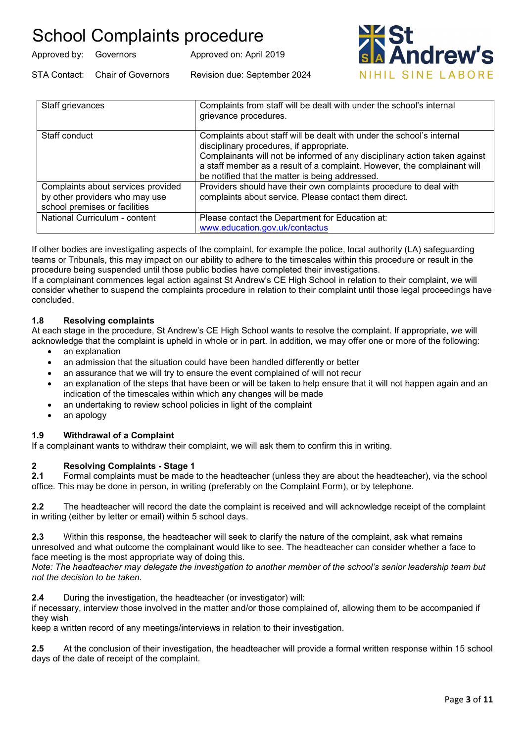| Staff grievances | Complaints from staff will be dealt with under the school's internal grievance procedures. |
|---|---|
| Staff conduct | Complaints about staff will be dealt with under the school's internal disciplinary procedures, if appropriate. Complainants will not be informed of any disciplinary action taken against a staff member as a result of a complaint. However, the complainant will be notified that the matter is being addressed. |
| Complaints about services provided by other providers who may use school premises or facilities | Providers should have their own complaints procedure to deal with complaints about service. Please contact them direct. |
| National Curriculum - content | Please contact the Department for Education at: www.education.gov.uk/contactus |

If other bodies are investigating aspects of the complaint, for example the police, local authority (LA) safeguarding teams or Tribunals, this may impact on our ability to adhere to the timescales within this procedure or result in the procedure being suspended until those public bodies have completed their investigations.
If a complainant commences legal action against St Andrew's CE High School in relation to their complaint, we will consider whether to suspend the complaints procedure in relation to their complaint until those legal proceedings have concluded.

### 1.8 Resolving complaints

At each stage in the procedure, St Andrew's CE High School wants to resolve the complaint. If appropriate, we will acknowledge that the complaint is upheld in whole or in part. In addition, we may offer one or more of the following:

- an explanation
- an admission that the situation could have been handled differently or better
- an assurance that we will try to ensure the event complained of will not recur
- an explanation of the steps that have been or will be taken to help ensure that it will not happen again and an indication of the timescales within which any changes will be made
- an undertaking to review school policies in light of the complaint
- an apology

### 1.9 Withdrawal of a Complaint

If a complainant wants to withdraw their complaint, we will ask them to confirm this in writing.

## 2 Resolving Complaints - Stage 1

**2.1** Formal complaints must be made to the headteacher (unless they are about the headteacher), via the school office. This may be done in person, in writing (preferably on the Complaint Form), or by telephone.

**2.2** The headteacher will record the date the complaint is received and will acknowledge receipt of the complaint in writing (either by letter or email) within 5 school days.

**2.3** Within this response, the headteacher will seek to clarify the nature of the complaint, ask what remains unresolved and what outcome the complainant would like to see. The headteacher can consider whether a face to face meeting is the most appropriate way of doing this.
*Note: The headteacher may delegate the investigation to another member of the school's senior leadership team but not the decision to be taken.*

**2.4** During the investigation, the headteacher (or investigator) will:
if necessary, interview those involved in the matter and/or those complained of, allowing them to be accompanied if they wish
keep a written record of any meetings/interviews in relation to their investigation.

**2.5** At the conclusion of their investigation, the headteacher will provide a formal written response within 15 school days of the date of receipt of the complaint.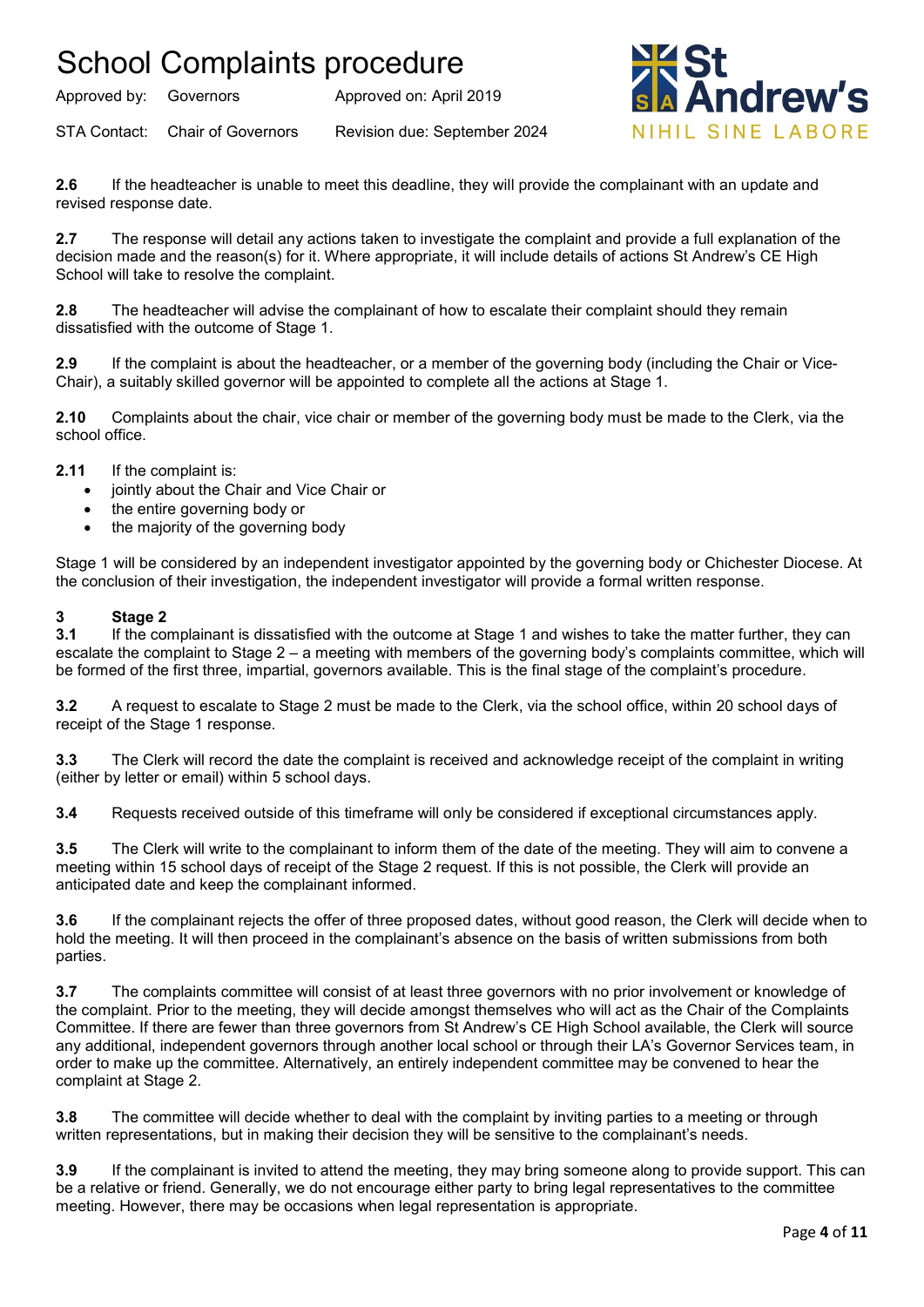**2.6** If the headteacher is unable to meet this deadline, they will provide the complainant with an update and revised response date.

**2.7** The response will detail any actions taken to investigate the complaint and provide a full explanation of the decision made and the reason(s) for it. Where appropriate, it will include details of actions St Andrew's CE High School will take to resolve the complaint.

**2.8** The headteacher will advise the complainant of how to escalate their complaint should they remain dissatisfied with the outcome of Stage 1.

**2.9** If the complaint is about the headteacher, or a member of the governing body (including the Chair or Vice-Chair), a suitably skilled governor will be appointed to complete all the actions at Stage 1.

**2.10** Complaints about the chair, vice chair or member of the governing body must be made to the Clerk, via the school office.

**2.11** If the complaint is:

- jointly about the Chair and Vice Chair or
- the entire governing body or
- the majority of the governing body

Stage 1 will be considered by an independent investigator appointed by the governing body or Chichester Diocese. At the conclusion of their investigation, the independent investigator will provide a formal written response.

## 3 Stage 2

**3.1** If the complainant is dissatisfied with the outcome at Stage 1 and wishes to take the matter further, they can escalate the complaint to Stage 2 – a meeting with members of the governing body's complaints committee, which will be formed of the first three, impartial, governors available. This is the final stage of the complaint's procedure.

**3.2** A request to escalate to Stage 2 must be made to the Clerk, via the school office, within 20 school days of receipt of the Stage 1 response.

**3.3** The Clerk will record the date the complaint is received and acknowledge receipt of the complaint in writing (either by letter or email) within 5 school days.

**3.4** Requests received outside of this timeframe will only be considered if exceptional circumstances apply.

**3.5** The Clerk will write to the complainant to inform them of the date of the meeting. They will aim to convene a meeting within 15 school days of receipt of the Stage 2 request. If this is not possible, the Clerk will provide an anticipated date and keep the complainant informed.

**3.6** If the complainant rejects the offer of three proposed dates, without good reason, the Clerk will decide when to hold the meeting. It will then proceed in the complainant's absence on the basis of written submissions from both parties.

**3.7** The complaints committee will consist of at least three governors with no prior involvement or knowledge of the complaint. Prior to the meeting, they will decide amongst themselves who will act as the Chair of the Complaints Committee. If there are fewer than three governors from St Andrew's CE High School available, the Clerk will source any additional, independent governors through another local school or through their LA's Governor Services team, in order to make up the committee. Alternatively, an entirely independent committee may be convened to hear the complaint at Stage 2.

**3.8** The committee will decide whether to deal with the complaint by inviting parties to a meeting or through written representations, but in making their decision they will be sensitive to the complainant's needs.

**3.9** If the complainant is invited to attend the meeting, they may bring someone along to provide support. This can be a relative or friend. Generally, we do not encourage either party to bring legal representatives to the committee meeting. However, there may be occasions when legal representation is appropriate.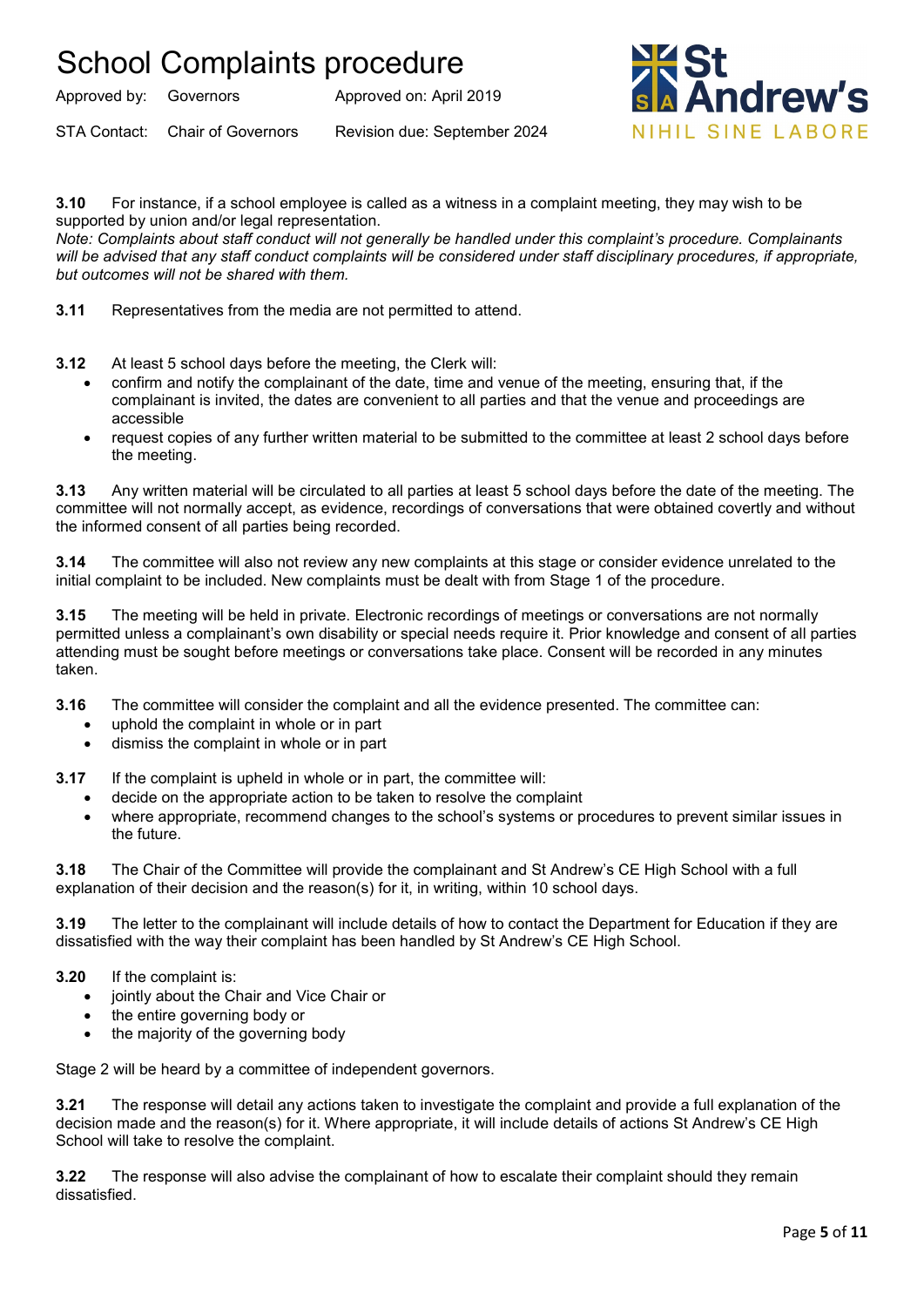**3.10** For instance, if a school employee is called as a witness in a complaint meeting, they may wish to be supported by union and/or legal representation.

*Note: Complaints about staff conduct will not generally be handled under this complaint's procedure. Complainants will be advised that any staff conduct complaints will be considered under staff disciplinary procedures, if appropriate, but outcomes will not be shared with them.*

**3.11** Representatives from the media are not permitted to attend.

**3.12** At least 5 school days before the meeting, the Clerk will:

- confirm and notify the complainant of the date, time and venue of the meeting, ensuring that, if the complainant is invited, the dates are convenient to all parties and that the venue and proceedings are accessible
- request copies of any further written material to be submitted to the committee at least 2 school days before the meeting.

**3.13** Any written material will be circulated to all parties at least 5 school days before the date of the meeting. The committee will not normally accept, as evidence, recordings of conversations that were obtained covertly and without the informed consent of all parties being recorded.

**3.14** The committee will also not review any new complaints at this stage or consider evidence unrelated to the initial complaint to be included. New complaints must be dealt with from Stage 1 of the procedure.

**3.15** The meeting will be held in private. Electronic recordings of meetings or conversations are not normally permitted unless a complainant's own disability or special needs require it. Prior knowledge and consent of all parties attending must be sought before meetings or conversations take place. Consent will be recorded in any minutes taken.

**3.16** The committee will consider the complaint and all the evidence presented. The committee can:

- uphold the complaint in whole or in part
- dismiss the complaint in whole or in part

**3.17** If the complaint is upheld in whole or in part, the committee will:

- decide on the appropriate action to be taken to resolve the complaint
- where appropriate, recommend changes to the school's systems or procedures to prevent similar issues in the future.

**3.18** The Chair of the Committee will provide the complainant and St Andrew's CE High School with a full explanation of their decision and the reason(s) for it, in writing, within 10 school days.

**3.19** The letter to the complainant will include details of how to contact the Department for Education if they are dissatisfied with the way their complaint has been handled by St Andrew's CE High School.

**3.20** If the complaint is:

- jointly about the Chair and Vice Chair or
- the entire governing body or
- the majority of the governing body

Stage 2 will be heard by a committee of independent governors.

**3.21** The response will detail any actions taken to investigate the complaint and provide a full explanation of the decision made and the reason(s) for it. Where appropriate, it will include details of actions St Andrew's CE High School will take to resolve the complaint.

**3.22** The response will also advise the complainant of how to escalate their complaint should they remain dissatisfied.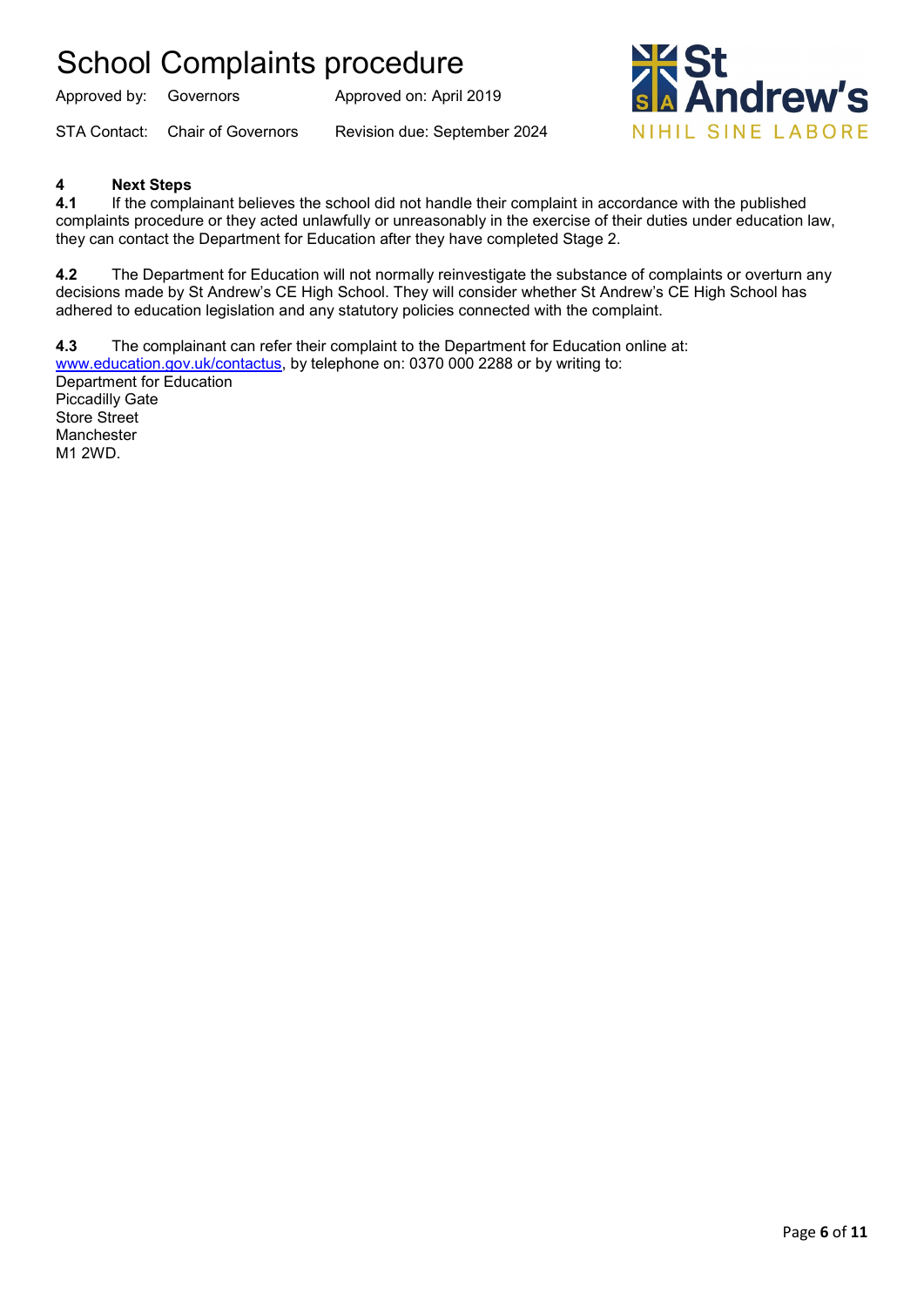## 4 Next Steps

**4.1** If the complainant believes the school did not handle their complaint in accordance with the published complaints procedure or they acted unlawfully or unreasonably in the exercise of their duties under education law, they can contact the Department for Education after they have completed Stage 2.

**4.2** The Department for Education will not normally reinvestigate the substance of complaints or overturn any decisions made by St Andrew's CE High School. They will consider whether St Andrew's CE High School has adhered to education legislation and any statutory policies connected with the complaint.

**4.3** The complainant can refer their complaint to the Department for Education online at: [www.education.gov.uk/contactus](www.education.gov.uk/contactus), by telephone on: 0370 000 2288 or by writing to:
Department for Education
Piccadilly Gate
Store Street
Manchester
M1 2WD.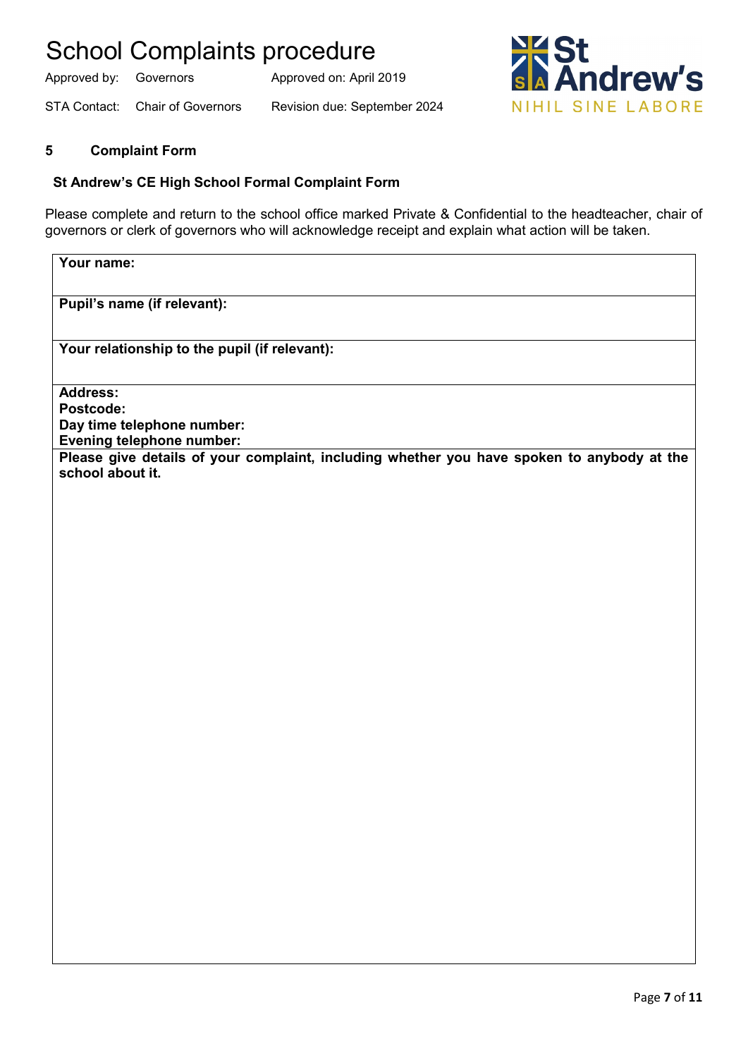## 5 Complaint Form

### St Andrew's CE High School Formal Complaint Form

Please complete and return to the school office marked Private & Confidential to the headteacher, chair of governors or clerk of governors who will acknowledge receipt and explain what action will be taken.

| **Your name:** |
|---|
| **Pupil's name (if relevant):** |
| **Your relationship to the pupil (if relevant):** |
| **Address:**<br>**Postcode:**<br>**Day time telephone number:**<br>**Evening telephone number:** |
| **Please give details of your complaint, including whether you have spoken to anybody at the school about it.** |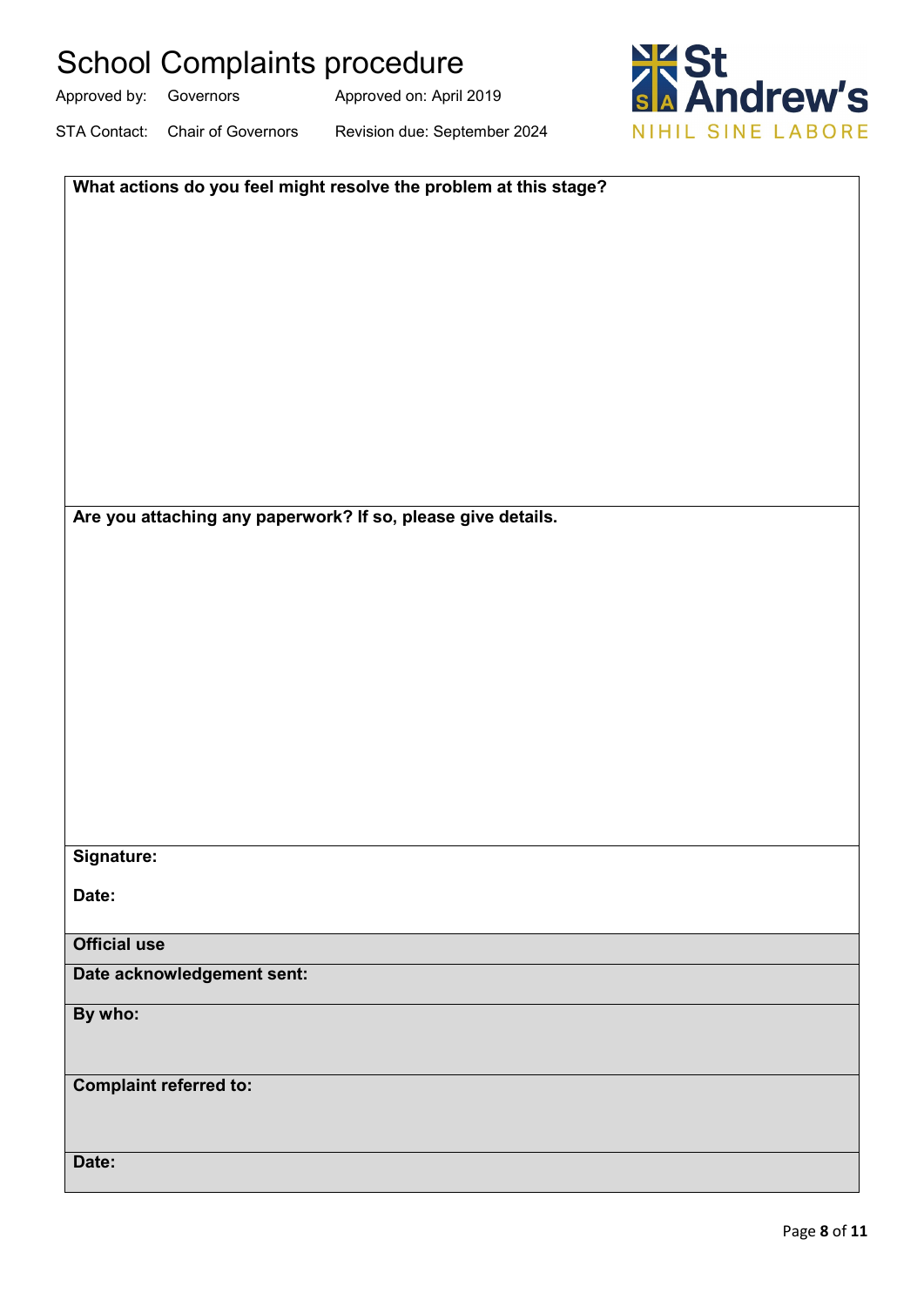| What actions do you feel might resolve the problem at this stage? |
|---|
| |

| Are you attaching any paperwork? If so, please give details. |
|---|
| |

| Signature: |
|---|
| Date: |

| Official use |
|---|
| Date acknowledgement sent: |
| By who: |
| Complaint referred to: |
| Date: |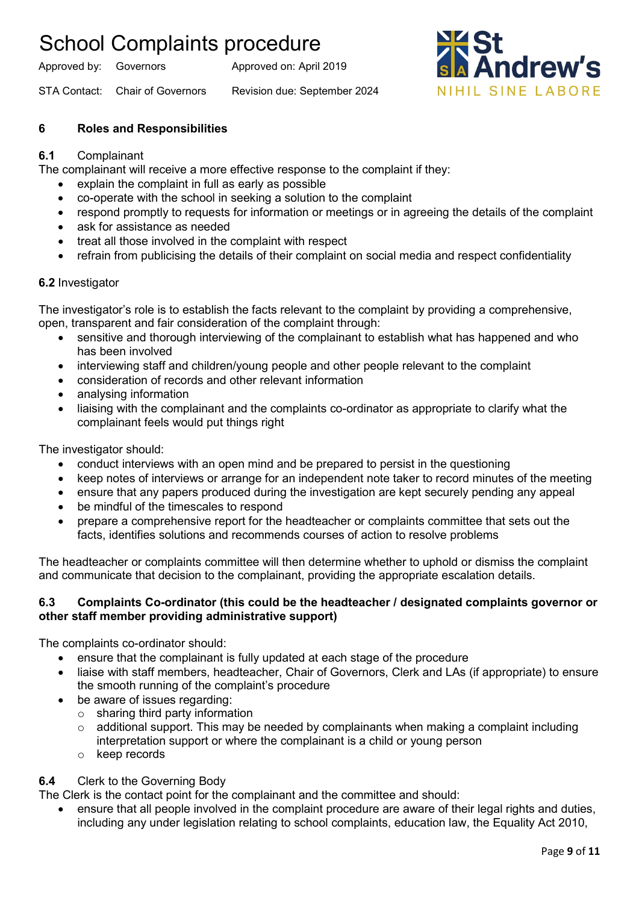## 6 Roles and Responsibilities

**6.1** Complainant

The complainant will receive a more effective response to the complaint if they:

- explain the complaint in full as early as possible
- co-operate with the school in seeking a solution to the complaint
- respond promptly to requests for information or meetings or in agreeing the details of the complaint
- ask for assistance as needed
- treat all those involved in the complaint with respect
- refrain from publicising the details of their complaint on social media and respect confidentiality

**6.2** Investigator

The investigator's role is to establish the facts relevant to the complaint by providing a comprehensive, open, transparent and fair consideration of the complaint through:

- sensitive and thorough interviewing of the complainant to establish what has happened and who has been involved
- interviewing staff and children/young people and other people relevant to the complaint
- consideration of records and other relevant information
- analysing information
- liaising with the complainant and the complaints co-ordinator as appropriate to clarify what the complainant feels would put things right

The investigator should:

- conduct interviews with an open mind and be prepared to persist in the questioning
- keep notes of interviews or arrange for an independent note taker to record minutes of the meeting
- ensure that any papers produced during the investigation are kept securely pending any appeal
- be mindful of the timescales to respond
- prepare a comprehensive report for the headteacher or complaints committee that sets out the facts, identifies solutions and recommends courses of action to resolve problems

The headteacher or complaints committee will then determine whether to uphold or dismiss the complaint and communicate that decision to the complainant, providing the appropriate escalation details.

**6.3 Complaints Co-ordinator (this could be the headteacher / designated complaints governor or other staff member providing administrative support)**

The complaints co-ordinator should:

- ensure that the complainant is fully updated at each stage of the procedure
- liaise with staff members, headteacher, Chair of Governors, Clerk and LAs (if appropriate) to ensure the smooth running of the complaint's procedure
- be aware of issues regarding:
  - sharing third party information
  - additional support. This may be needed by complainants when making a complaint including interpretation support or where the complainant is a child or young person
  - keep records

**6.4** Clerk to the Governing Body

The Clerk is the contact point for the complainant and the committee and should:

- ensure that all people involved in the complaint procedure are aware of their legal rights and duties, including any under legislation relating to school complaints, education law, the Equality Act 2010,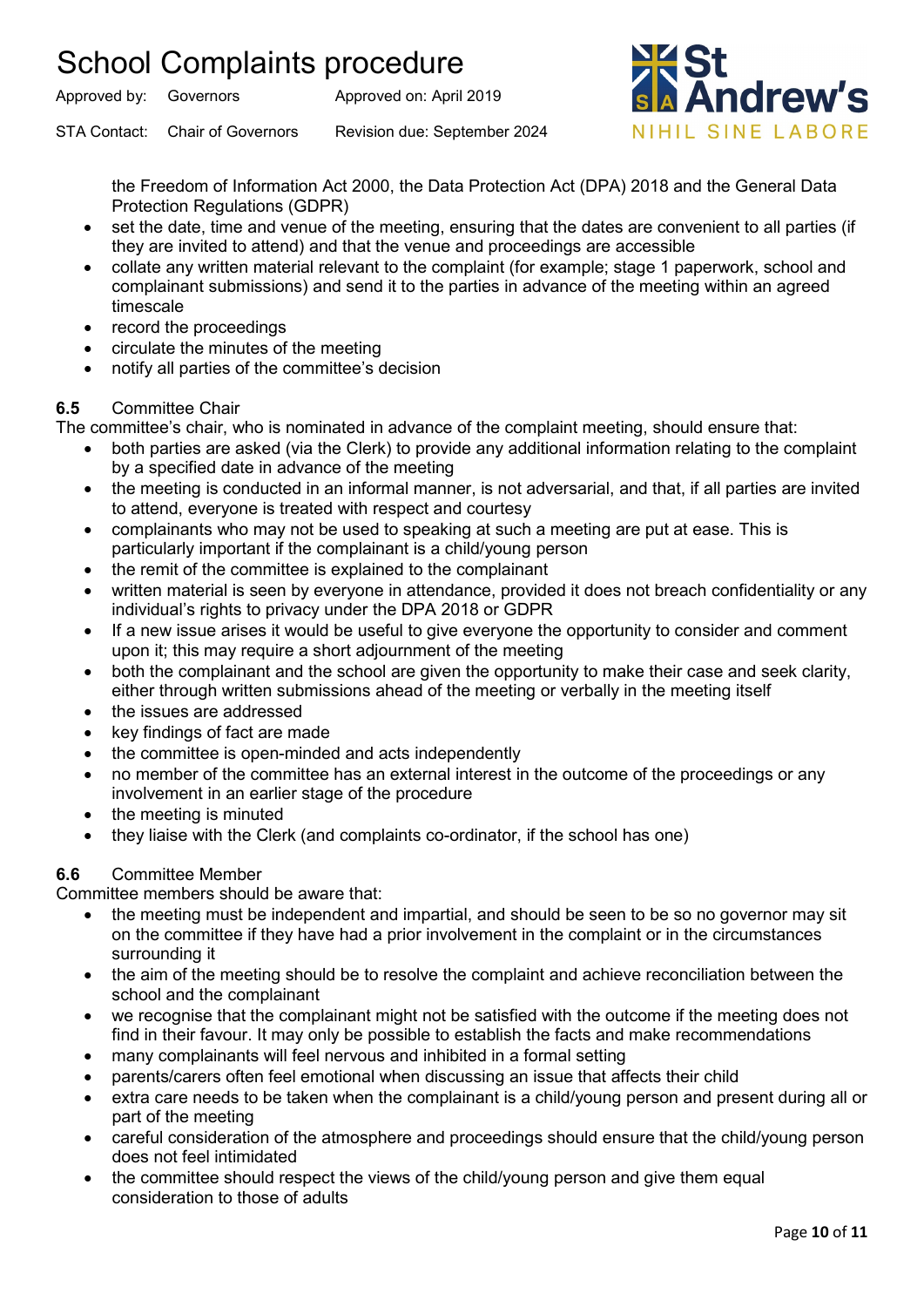the Freedom of Information Act 2000, the Data Protection Act (DPA) 2018 and the General Data Protection Regulations (GDPR)

- set the date, time and venue of the meeting, ensuring that the dates are convenient to all parties (if they are invited to attend) and that the venue and proceedings are accessible
- collate any written material relevant to the complaint (for example; stage 1 paperwork, school and complainant submissions) and send it to the parties in advance of the meeting within an agreed timescale
- record the proceedings
- circulate the minutes of the meeting
- notify all parties of the committee's decision

**6.5** Committee Chair

The committee's chair, who is nominated in advance of the complaint meeting, should ensure that:

- both parties are asked (via the Clerk) to provide any additional information relating to the complaint by a specified date in advance of the meeting
- the meeting is conducted in an informal manner, is not adversarial, and that, if all parties are invited to attend, everyone is treated with respect and courtesy
- complainants who may not be used to speaking at such a meeting are put at ease. This is particularly important if the complainant is a child/young person
- the remit of the committee is explained to the complainant
- written material is seen by everyone in attendance, provided it does not breach confidentiality or any individual's rights to privacy under the DPA 2018 or GDPR
- If a new issue arises it would be useful to give everyone the opportunity to consider and comment upon it; this may require a short adjournment of the meeting
- both the complainant and the school are given the opportunity to make their case and seek clarity, either through written submissions ahead of the meeting or verbally in the meeting itself
- the issues are addressed
- key findings of fact are made
- the committee is open-minded and acts independently
- no member of the committee has an external interest in the outcome of the proceedings or any involvement in an earlier stage of the procedure
- the meeting is minuted
- they liaise with the Clerk (and complaints co-ordinator, if the school has one)

**6.6** Committee Member

Committee members should be aware that:

- the meeting must be independent and impartial, and should be seen to be so no governor may sit on the committee if they have had a prior involvement in the complaint or in the circumstances surrounding it
- the aim of the meeting should be to resolve the complaint and achieve reconciliation between the school and the complainant
- we recognise that the complainant might not be satisfied with the outcome if the meeting does not find in their favour. It may only be possible to establish the facts and make recommendations
- many complainants will feel nervous and inhibited in a formal setting
- parents/carers often feel emotional when discussing an issue that affects their child
- extra care needs to be taken when the complainant is a child/young person and present during all or part of the meeting
- careful consideration of the atmosphere and proceedings should ensure that the child/young person does not feel intimidated
- the committee should respect the views of the child/young person and give them equal consideration to those of adults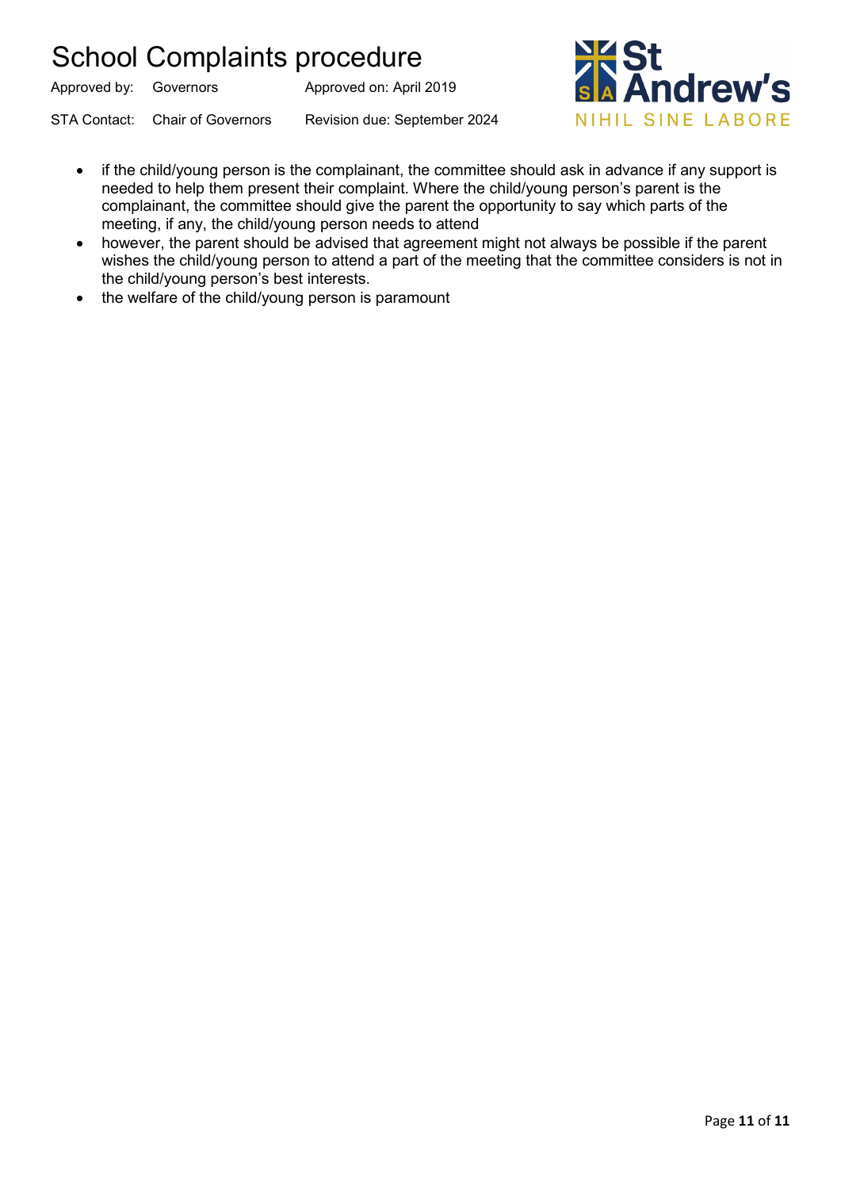- if the child/young person is the complainant, the committee should ask in advance if any support is needed to help them present their complaint. Where the child/young person's parent is the complainant, the committee should give the parent the opportunity to say which parts of the meeting, if any, the child/young person needs to attend
- however, the parent should be advised that agreement might not always be possible if the parent wishes the child/young person to attend a part of the meeting that the committee considers is not in the child/young person's best interests.
- the welfare of the child/young person is paramount